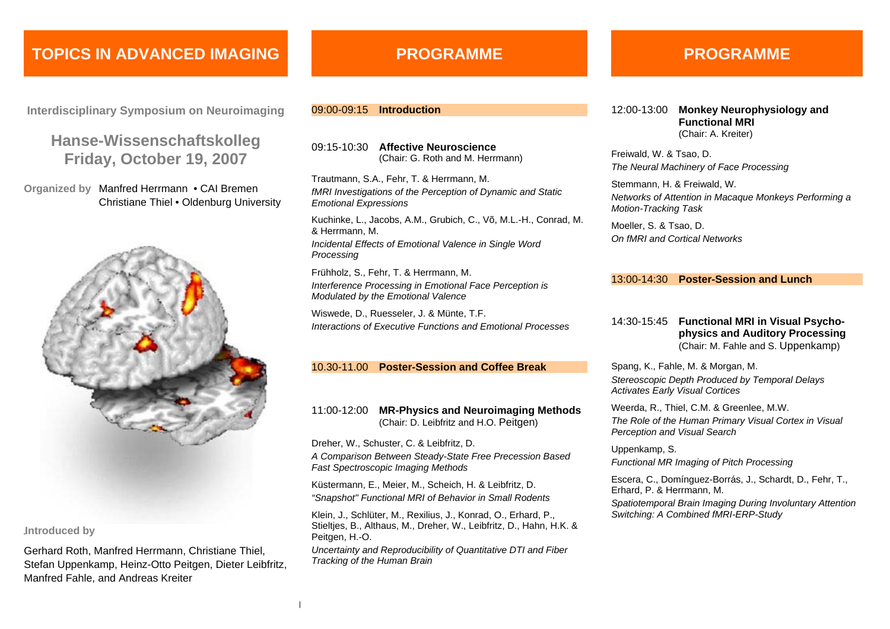# TOPICS IN ADVANCED IMAGING

**Interdisciplinary Symposium on Neuroimaging**

## Hanse-Wissenschaftskolleg
## Friday, October 19, 2007

**Organized by** Manfred Herrmann • CAI Bremen
Christiane Thiel • Oldenburg University

**Introduced by**

Gerhard Roth, Manfred Herrmann, Christiane Thiel, Stefan Uppenkamp, Heinz-Otto Peitgen, Dieter Leibfritz, Manfred Fahle, and Andreas Kreiter

# PROGRAMME

**09:00-09:15 Introduction**

**09:15-10:30 Affective Neuroscience**
(Chair: G. Roth and M. Herrmann)

Trautmann, S.A., Fehr, T. & Herrmann, M.
*fMRI Investigations of the Perception of Dynamic and Static Emotional Expressions*

Kuchinke, L., Jacobs, A.M., Grubich, C., Võ, M.L.-H., Conrad, M. & Herrmann, M.
*Incidental Effects of Emotional Valence in Single Word Processing*

Frühholz, S., Fehr, T. & Herrmann, M.
*Interference Processing in Emotional Face Perception is Modulated by the Emotional Valence*

Wiswede, D., Ruesseler, J. & Münte, T.F.
*Interactions of Executive Functions and Emotional Processes*

**10.30-11.00 Poster-Session and Coffee Break**

**11:00-12:00 MR-Physics and Neuroimaging Methods**
(Chair: D. Leibfritz and H.O. Peitgen)

Dreher, W., Schuster, C. & Leibfritz, D.
*A Comparison Between Steady-State Free Precession Based Fast Spectroscopic Imaging Methods*

Küstermann, E., Meier, M., Scheich, H. & Leibfritz, D.
*"Snapshot" Functional MRI of Behavior in Small Rodents*

Klein, J., Schlüter, M., Rexilius, J., Konrad, O., Erhard, P., Stieltjes, B., Althaus, M., Dreher, W., Leibfritz, D., Hahn, H.K. & Peitgen, H.-O.
*Uncertainty and Reproducibility of Quantitative DTI and Fiber Tracking of the Human Brain*

# PROGRAMME

**12:00-13:00 Monkey Neurophysiology and Functional MRI**
(Chair: A. Kreiter)

Freiwald, W. & Tsao, D.
*The Neural Machinery of Face Processing*

Stemmann, H. & Freiwald, W.
*Networks of Attention in Macaque Monkeys Performing a Motion-Tracking Task*

Moeller, S. & Tsao, D.
*On fMRI and Cortical Networks*

**13:00-14:30 Poster-Session and Lunch**

**14:30-15:45 Functional MRI in Visual Psychophysics and Auditory Processing**
(Chair: M. Fahle and S. Uppenkamp)

Spang, K., Fahle, M. & Morgan, M.
*Stereoscopic Depth Produced by Temporal Delays Activates Early Visual Cortices*

Weerda, R., Thiel, C.M. & Greenlee, M.W.
*The Role of the Human Primary Visual Cortex in Visual Perception and Visual Search*

Uppenkamp, S.
*Functional MR Imaging of Pitch Processing*

Escera, C., Domínguez-Borrás, J., Schardt, D., Fehr, T., Erhard, P. & Herrmann, M.
*Spatiotemporal Brain Imaging During Involuntary Attention Switching: A Combined fMRI-ERP-Study*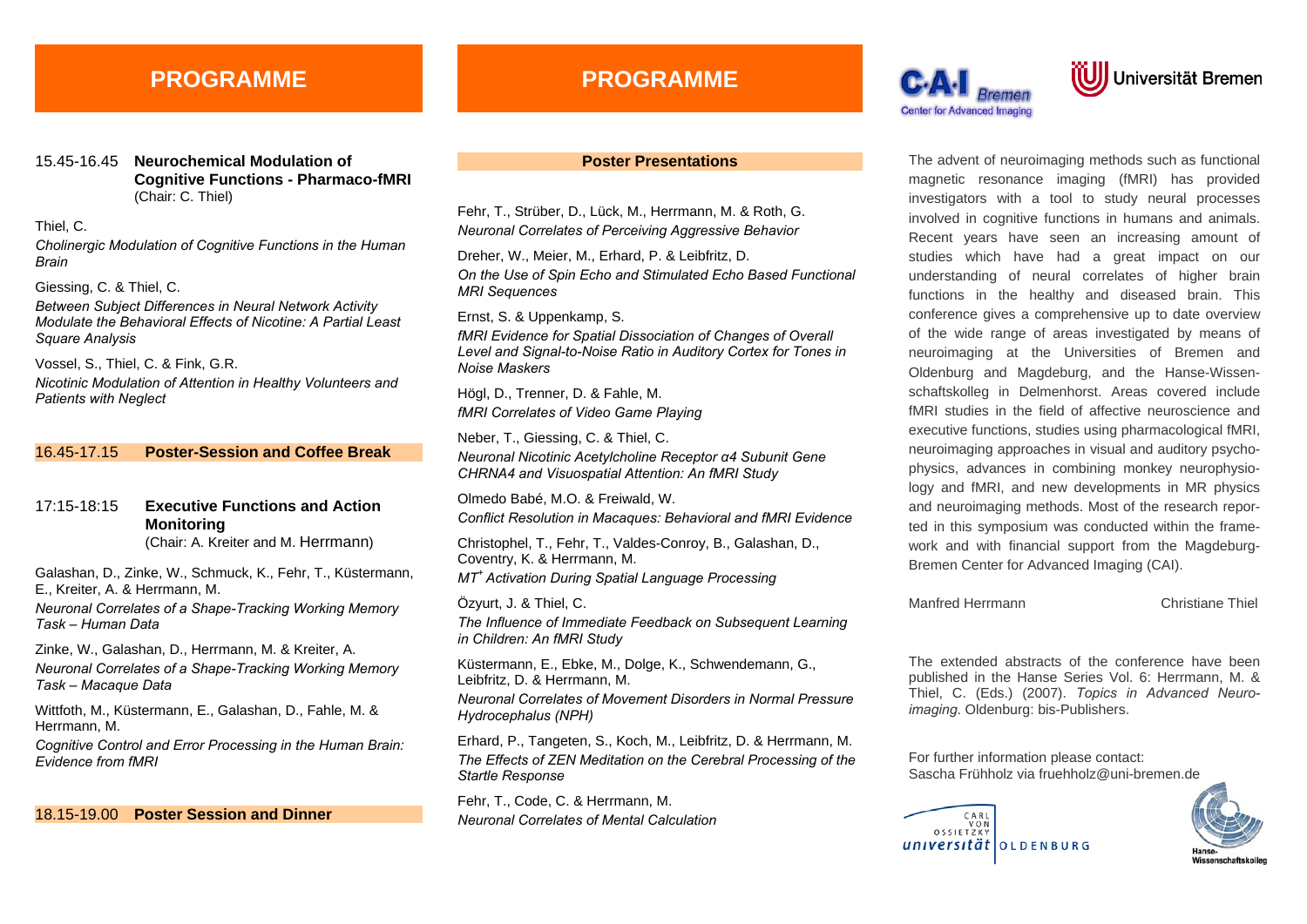## PROGRAMME

15.45-16.45 **Neurochemical Modulation of Cognitive Functions - Pharmaco-fMRI**
(Chair: C. Thiel)

Thiel, C.
*Cholinergic Modulation of Cognitive Functions in the Human Brain*

Giessing, C. & Thiel, C.
*Between Subject Differences in Neural Network Activity Modulate the Behavioral Effects of Nicotine: A Partial Least Square Analysis*

Vossel, S., Thiel, C. & Fink, G.R.
*Nicotinic Modulation of Attention in Healthy Volunteers and Patients with Neglect*

16.45-17.15 **Poster-Session and Coffee Break**

17:15-18:15 **Executive Functions and Action Monitoring**
(Chair: A. Kreiter and M. Herrmann)

Galashan, D., Zinke, W., Schmuck, K., Fehr, T., Küstermann, E., Kreiter, A. & Herrmann, M.
*Neuronal Correlates of a Shape-Tracking Working Memory Task – Human Data*

Zinke, W., Galashan, D., Herrmann, M. & Kreiter, A.
*Neuronal Correlates of a Shape-Tracking Working Memory Task – Macaque Data*

Wittfoth, M., Küstermann, E., Galashan, D., Fahle, M. & Herrmann, M.
*Cognitive Control and Error Processing in the Human Brain: Evidence from fMRI*

18.15-19.00 **Poster Session and Dinner**

## PROGRAMME

### Poster Presentations

Fehr, T., Strüber, D., Lück, M., Herrmann, M. & Roth, G.
*Neuronal Correlates of Perceiving Aggressive Behavior*

Dreher, W., Meier, M., Erhard, P. & Leibfritz, D.
*On the Use of Spin Echo and Stimulated Echo Based Functional MRI Sequences*

Ernst, S. & Uppenkamp, S.
*fMRI Evidence for Spatial Dissociation of Changes of Overall Level and Signal-to-Noise Ratio in Auditory Cortex for Tones in Noise Maskers*

Högl, D., Trenner, D. & Fahle, M.
*fMRI Correlates of Video Game Playing*

Neber, T., Giessing, C. & Thiel, C.
*Neuronal Nicotinic Acetylcholine Receptor α4 Subunit Gene CHRNA4 and Visuospatial Attention: An fMRI Study*

Olmedo Babé, M.O. & Freiwald, W.
*Conflict Resolution in Macaques: Behavioral and fMRI Evidence*

Christophel, T., Fehr, T., Valdes-Conroy, B., Galashan, D., Coventry, K. & Herrmann, M.
*$MT^+$ Activation During Spatial Language Processing*

Özyurt, J. & Thiel, C.
*The Influence of Immediate Feedback on Subsequent Learning in Children: An fMRI Study*

Küstermann, E., Ebke, M., Dolge, K., Schwendemann, G., Leibfritz, D. & Herrmann, M.
*Neuronal Correlates of Movement Disorders in Normal Pressure Hydrocephalus (NPH)*

Erhard, P., Tangeten, S., Koch, M., Leibfritz, D. & Herrmann, M.
*The Effects of ZEN Meditation on the Cerebral Processing of the Startle Response*

Fehr, T., Code, C. & Herrmann, M.
*Neuronal Correlates of Mental Calculation*

C·A·I Bremen
Center for Advanced Imaging

Universität Bremen

The advent of neuroimaging methods such as functional magnetic resonance imaging (fMRI) has provided investigators with a tool to study neural processes involved in cognitive functions in humans and animals. Recent years have seen an increasing amount of studies which have had a great impact on our understanding of neural correlates of higher brain functions in the healthy and diseased brain. This conference gives a comprehensive up to date overview of the wide range of areas investigated by means of neuroimaging at the Universities of Bremen and Oldenburg and Magdeburg, and the Hanse-Wissenschaftskolleg in Delmenhorst. Areas covered include fMRI studies in the field of affective neuroscience and executive functions, studies using pharmacological fMRI, neuroimaging approaches in visual and auditory psychophysics, advances in combining monkey neurophysiology and fMRI, and new developments in MR physics and neuroimaging methods. Most of the research reported in this symposium was conducted within the framework and with financial support from the Magdeburg-Bremen Center for Advanced Imaging (CAI).

Manfred Herrmann Christiane Thiel

The extended abstracts of the conference have been published in the Hanse Series Vol. 6: Herrmann, M. & Thiel, C. (Eds.) (2007). *Topics in Advanced Neuroimaging*. Oldenburg: bis-Publishers.

For further information please contact:
Sascha Frühholz via fruehholz@uni-bremen.de

Carl von Ossietzky universität Oldenburg

Hanse-Wissenschaftskolleg